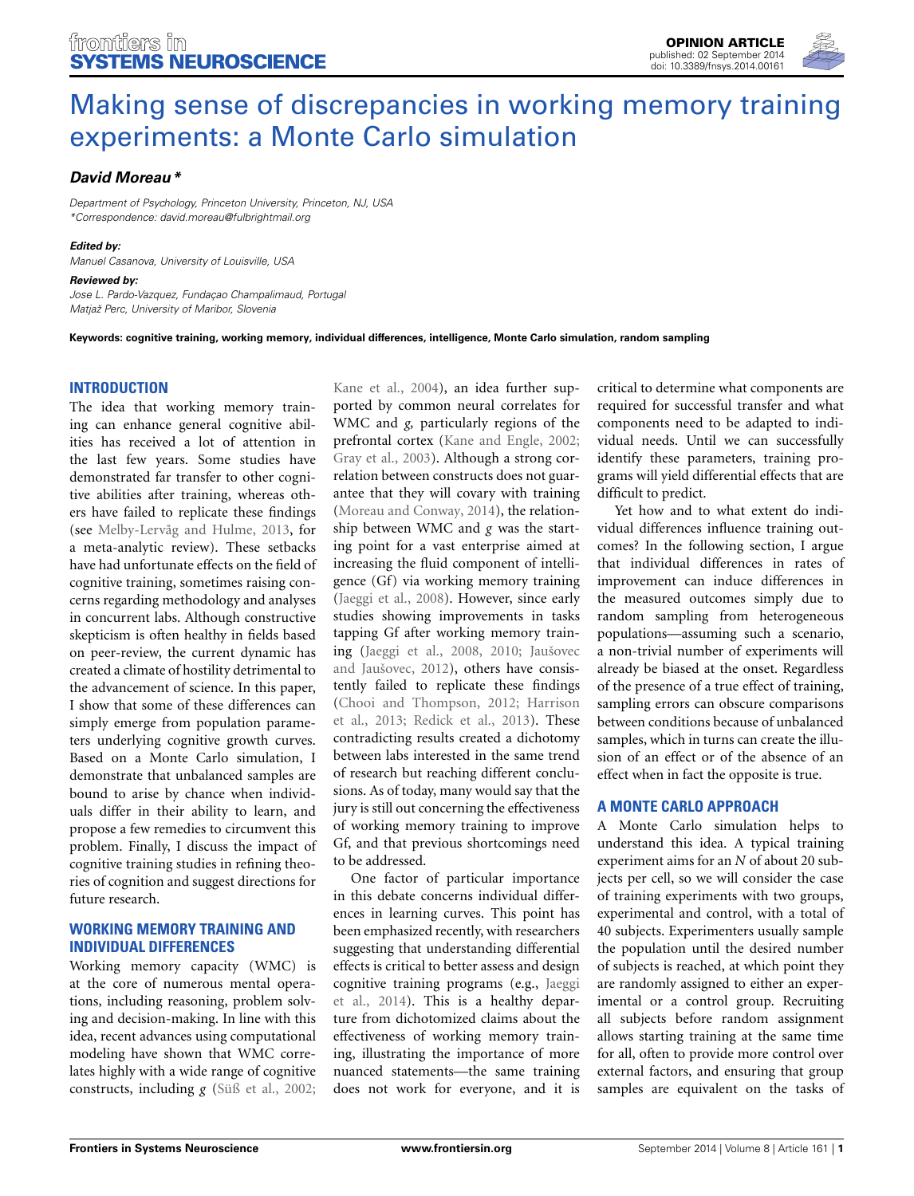# Making sense of discrepancies in working memory training experiments: a Monte Carlo simulation

***David Moreau****

*Department of Psychology, Princeton University, Princeton, NJ, USA*
**Correspondence: david.moreau@fulbrightmail.org*

***Edited by:***
*Manuel Casanova, University of Louisville, USA*

***Reviewed by:***
*Jose L. Pardo-Vazquez, Fundaçao Champalimaud, Portugal*
*Matjaž Perc, University of Maribor, Slovenia*

**Keywords: cognitive training, working memory, individual differences, intelligence, Monte Carlo simulation, random sampling**

## INTRODUCTION

The idea that working memory training can enhance general cognitive abilities has received a lot of attention in the last few years. Some studies have demonstrated far transfer to other cognitive abilities after training, whereas others have failed to replicate these findings (see Melby-Lervåg and Hulme, 2013, for a meta-analytic review). These setbacks have had unfortunate effects on the field of cognitive training, sometimes raising concerns regarding methodology and analyses in concurrent labs. Although constructive skepticism is often healthy in fields based on peer-review, the current dynamic has created a climate of hostility detrimental to the advancement of science. In this paper, I show that some of these differences can simply emerge from population parameters underlying cognitive growth curves. Based on a Monte Carlo simulation, I demonstrate that unbalanced samples are bound to arise by chance when individuals differ in their ability to learn, and propose a few remedies to circumvent this problem. Finally, I discuss the impact of cognitive training studies in refining theories of cognition and suggest directions for future research.

## WORKING MEMORY TRAINING AND INDIVIDUAL DIFFERENCES

Working memory capacity (WMC) is at the core of numerous mental operations, including reasoning, problem solving and decision-making. In line with this idea, recent advances using computational modeling have shown that WMC correlates highly with a wide range of cognitive constructs, including *g* (Süß et al., 2002; Kane et al., 2004), an idea further supported by common neural correlates for WMC and *g*, particularly regions of the prefrontal cortex (Kane and Engle, 2002; Gray et al., 2003). Although a strong correlation between constructs does not guarantee that they will covary with training (Moreau and Conway, 2014), the relationship between WMC and *g* was the starting point for a vast enterprise aimed at increasing the fluid component of intelligence (Gf) via working memory training (Jaeggi et al., 2008). However, since early studies showing improvements in tasks tapping Gf after working memory training (Jaeggi et al., 2008, 2010; Jaušovec and Jaušovec, 2012), others have consistently failed to replicate these findings (Chooi and Thompson, 2012; Harrison et al., 2013; Redick et al., 2013). These contradicting results created a dichotomy between labs interested in the same trend of research but reaching different conclusions. As of today, many would say that the jury is still out concerning the effectiveness of working memory training to improve Gf, and that previous shortcomings need to be addressed.

One factor of particular importance in this debate concerns individual differences in learning curves. This point has been emphasized recently, with researchers suggesting that understanding differential effects is critical to better assess and design cognitive training programs (e.g., Jaeggi et al., 2014). This is a healthy departure from dichotomized claims about the effectiveness of working memory training, illustrating the importance of more nuanced statements—the same training does not work for everyone, and it is critical to determine what components are required for successful transfer and what components need to be adapted to individual needs. Until we can successfully identify these parameters, training programs will yield differential effects that are difficult to predict.

Yet how and to what extent do individual differences influence training outcomes? In the following section, I argue that individual differences in rates of improvement can induce differences in the measured outcomes simply due to random sampling from heterogeneous populations—assuming such a scenario, a non-trivial number of experiments will already be biased at the onset. Regardless of the presence of a true effect of training, sampling errors can obscure comparisons between conditions because of unbalanced samples, which in turns can create the illusion of an effect or of the absence of an effect when in fact the opposite is true.

## A MONTE CARLO APPROACH

A Monte Carlo simulation helps to understand this idea. A typical training experiment aims for an *N* of about 20 subjects per cell, so we will consider the case of training experiments with two groups, experimental and control, with a total of 40 subjects. Experimenters usually sample the population until the desired number of subjects is reached, at which point they are randomly assigned to either an experimental or a control group. Recruiting all subjects before random assignment allows starting training at the same time for all, often to provide more control over external factors, and ensuring that group samples are equivalent on the tasks of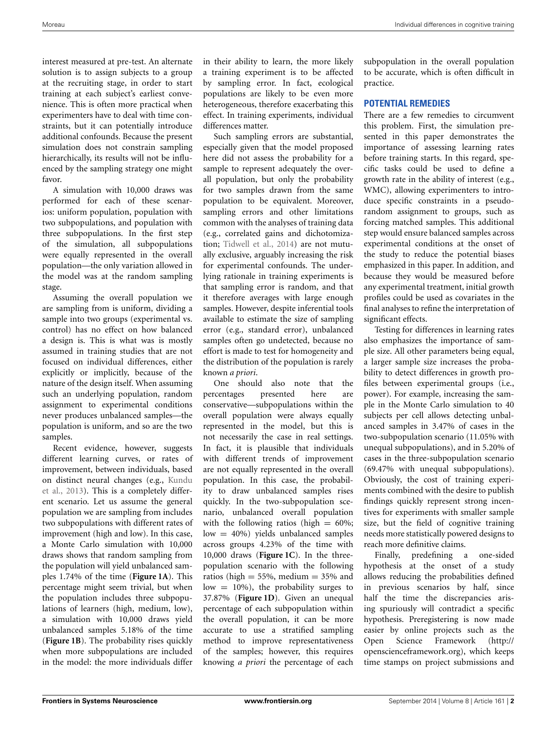interest measured at pre-test. An alternate solution is to assign subjects to a group at the recruiting stage, in order to start training at each subject's earliest convenience. This is often more practical when experimenters have to deal with time constraints, but it can potentially introduce additional confounds. Because the present simulation does not constrain sampling hierarchically, its results will not be influenced by the sampling strategy one might favor.

A simulation with 10,000 draws was performed for each of these scenarios: uniform population, population with two subpopulations, and population with three subpopulations. In the first step of the simulation, all subpopulations were equally represented in the overall population—the only variation allowed in the model was at the random sampling stage.

Assuming the overall population we are sampling from is uniform, dividing a sample into two groups (experimental vs. control) has no effect on how balanced a design is. This is what was is mostly assumed in training studies that are not focused on individual differences, either explicitly or implicitly, because of the nature of the design itself. When assuming such an underlying population, random assignment to experimental conditions never produces unbalanced samples—the population is uniform, and so are the two samples.

Recent evidence, however, suggests different learning curves, or rates of improvement, between individuals, based on distinct neural changes (e.g., Kundu et al., 2013). This is a completely different scenario. Let us assume the general population we are sampling from includes two subpopulations with different rates of improvement (high and low). In this case, a Monte Carlo simulation with 10,000 draws shows that random sampling from the population will yield unbalanced samples 1.74% of the time (**Figure 1A**). This percentage might seem trivial, but when the population includes three subpopulations of learners (high, medium, low), a simulation with 10,000 draws yield unbalanced samples 5.18% of the time (**Figure 1B**). The probability rises quickly when more subpopulations are included in the model: the more individuals differ in their ability to learn, the more likely a training experiment is to be affected by sampling error. In fact, ecological populations are likely to be even more heterogeneous, therefore exacerbating this effect. In training experiments, individual differences matter.

Such sampling errors are substantial, especially given that the model proposed here did not assess the probability for a sample to represent adequately the overall population, but only the probability for two samples drawn from the same population to be equivalent. Moreover, sampling errors and other limitations common with the analyses of training data (e.g., correlated gains and dichotomization; Tidwell et al., 2014) are not mutually exclusive, arguably increasing the risk for experimental confounds. The underlying rationale in training experiments is that sampling error is random, and that it therefore averages with large enough samples. However, despite inferential tools available to estimate the size of sampling error (e.g., standard error), unbalanced samples often go undetected, because no effort is made to test for homogeneity and the distribution of the population is rarely known *a priori*.

One should also note that the percentages presented here are conservative—subpopulations within the overall population were always equally represented in the model, but this is not necessarily the case in real settings. In fact, it is plausible that individuals with different trends of improvement are not equally represented in the overall population. In this case, the probability to draw unbalanced samples rises quickly. In the two-subpopulation scenario, unbalanced overall population with the following ratios (high = 60%; low = 40%) yields unbalanced samples across groups 4.23% of the time with 10,000 draws (**Figure 1C**). In the three-population scenario with the following ratios (high = 55%, medium = 35% and low = 10%), the probability surges to 37.87% (**Figure 1D**). Given an unequal percentage of each subpopulation within the overall population, it can be more accurate to use a stratified sampling method to improve representativeness of the samples; however, this requires knowing *a priori* the percentage of each subpopulation in the overall population to be accurate, which is often difficult in practice.

## POTENTIAL REMEDIES

There are a few remedies to circumvent this problem. First, the simulation presented in this paper demonstrates the importance of assessing learning rates before training starts. In this regard, specific tasks could be used to define a growth rate in the ability of interest (e.g., WMC), allowing experimenters to introduce specific constraints in a pseudo-random assignment to groups, such as forcing matched samples. This additional step would ensure balanced samples across experimental conditions at the onset of the study to reduce the potential biases emphasized in this paper. In addition, and because they would be measured before any experimental treatment, initial growth profiles could be used as covariates in the final analyses to refine the interpretation of significant effects.

Testing for differences in learning rates also emphasizes the importance of sample size. All other parameters being equal, a larger sample size increases the probability to detect differences in growth profiles between experimental groups (i.e., power). For example, increasing the sample in the Monte Carlo simulation to 40 subjects per cell allows detecting unbalanced samples in 3.47% of cases in the two-subpopulation scenario (11.05% with unequal subpopulations), and in 5.20% of cases in the three-subpopulation scenario (69.47% with unequal subpopulations). Obviously, the cost of training experiments combined with the desire to publish findings quickly represent strong incentives for experiments with smaller sample size, but the field of cognitive training needs more statistically powered designs to reach more definitive claims.

Finally, predefining a one-sided hypothesis at the onset of a study allows reducing the probabilities defined in previous scenarios by half, since half the time the discrepancies arising spuriously will contradict a specific hypothesis. Preregistering is now made easier by online projects such as the Open Science Framework (http://opensciencefra­mework.org), which keeps time stamps on project submissions and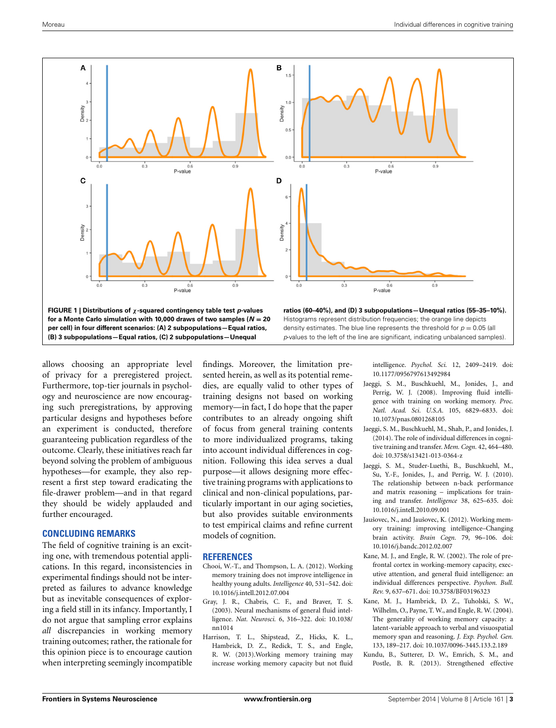**FIGURE 1 | Distributions of $\chi$-squared contingency table test $p$-values for a Monte Carlo simulation with 10,000 draws of two samples ($N = 20$ per cell) in four different scenarios: (A) 2 subpopulations—Equal ratios, (B) 3 subpopulations—Equal ratios, (C) 2 subpopulations—Unequal ratios (60–40%), and (D) 3 subpopulations—Unequal ratios (55–35–10%).** Histograms represent distribution frequencies; the orange line depicts density estimates. The blue line represents the threshold for $p = 0.05$ (all $p$-values to the left of the line are significant, indicating unbalanced samples).

allows choosing an appropriate level of privacy for a preregistered project. Furthermore, top-tier journals in psychology and neuroscience are now encouraging such preregistrations, by approving particular designs and hypotheses before an experiment is conducted, therefore guaranteeing publication regardless of the outcome. Clearly, these initiatives reach far beyond solving the problem of ambiguous hypotheses—for example, they also represent a first step toward eradicating the file-drawer problem—and in that regard they should be widely applauded and further encouraged.

## CONCLUDING REMARKS

The field of cognitive training is an exciting one, with tremendous potential applications. In this regard, inconsistencies in experimental findings should not be interpreted as failures to advance knowledge but as inevitable consequences of exploring a field still in its infancy. Importantly, I do not argue that sampling error explains *all* discrepancies in working memory training outcomes; rather, the rationale for this opinion piece is to encourage caution when interpreting seemingly incompatible findings. Moreover, the limitation presented herein, as well as its potential remedies, are equally valid to other types of training designs not based on working memory—in fact, I do hope that the paper contributes to an already ongoing shift of focus from general training contents to more individualized programs, taking into account individual differences in cognition. Following this idea serves a dual purpose—it allows designing more effective training programs with applications to clinical and non-clinical populations, particularly important in our aging societies, but also provides suitable environments to test empirical claims and refine current models of cognition.

## REFERENCES

Chooi, W.-T., and Thompson, L. A. (2012). Working memory training does not improve intelligence in healthy young adults. *Intelligence* 40, 531–542. doi: 10.1016/j.intell.2012.07.004

Gray, J. R., Chabris, C. F., and Braver, T. S. (2003). Neural mechanisms of general fluid intelligence. *Nat. Neurosci.* 6, 316–322. doi: 10.1038/nn1014

Harrison, T. L., Shipstead, Z., Hicks, K. L., Hambrick, D. Z., Redick, T. S., and Engle, R. W. (2013).Working memory training may increase working memory capacity but not fluid intelligence. *Psychol. Sci.* 12, 2409–2419. doi: 10.1177/0956797613492984

Jaeggi, S. M., Buschkuehl, M., Jonides, J., and Perrig, W. J. (2008). Improving fluid intelligence with training on working memory. *Proc. Natl. Acad. Sci. U.S.A.* 105, 6829–6833. doi: 10.1073/pnas.0801268105

Jaeggi, S. M., Buschkuehl, M., Shah, P., and Jonides, J. (2014). The role of individual differences in cognitive training and transfer. *Mem. Cogn.* 42, 464–480. doi: 10.3758/s13421-013-0364-z

Jaeggi, S. M., Studer-Luethi, B., Buschkuehl, M., Su, Y.-F., Jonides, J., and Perrig, W. J. (2010). The relationship between n-back performance and matrix reasoning – implications for training and transfer. *Intelligence* 38, 625–635. doi: 10.1016/j.intell.2010.09.001

Jaušovec, N., and Jaušovec, K. (2012). Working memory training: improving intelligence–Changing brain activity. *Brain Cogn.* 79, 96–106. doi: 10.1016/j.bandc.2012.02.007

Kane, M. J., and Engle, R. W. (2002). The role of prefrontal cortex in working-memory capacity, executive attention, and general fluid intelligence: an individual differences perspective. *Psychon. Bull. Rev.* 9, 637–671. doi: 10.3758/BF03196323

Kane, M. J., Hambrick, D. Z., Tuholski, S. W., Wilhelm, O., Payne, T. W., and Engle, R. W. (2004). The generality of working memory capacity: a latent-variable approach to verbal and visuospatial memory span and reasoning. *J. Exp. Psychol. Gen.* 133, 189–217. doi: 10.1037/0096-3445.133.2.189

Kundu, B., Sutterer, D. W., Emrich, S. M., and Postle, B. R. (2013). Strengthened effective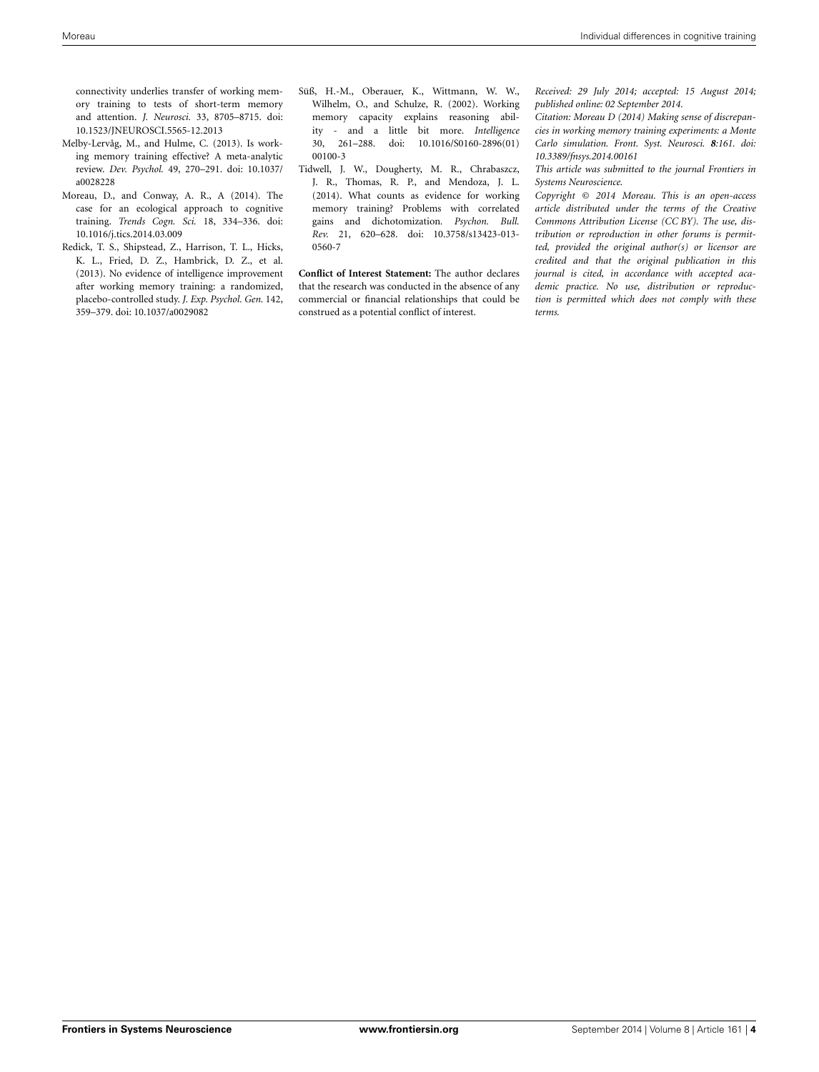connectivity underlies transfer of working memory training to tests of short-term memory and attention. *J. Neurosci.* 33, 8705–8715. doi: 10.1523/JNEUROSCI.5565-12.2013

Melby-Lervåg, M., and Hulme, C. (2013). Is working memory training effective? A meta-analytic review. *Dev. Psychol.* 49, 270–291. doi: 10.1037/a0028228

Moreau, D., and Conway, A. R., A (2014). The case for an ecological approach to cognitive training. *Trends Cogn. Sci.* 18, 334–336. doi: 10.1016/j.tics.2014.03.009

Redick, T. S., Shipstead, Z., Harrison, T. L., Hicks, K. L., Fried, D. Z., Hambrick, D. Z., et al. (2013). No evidence of intelligence improvement after working memory training: a randomized, placebo-controlled study. *J. Exp. Psychol. Gen.* 142, 359–379. doi: 10.1037/a0029082

Süß, H.-M., Oberauer, K., Wittmann, W. W., Wilhelm, O., and Schulze, R. (2002). Working memory capacity explains reasoning ability - and a little bit more. *Intelligence* 30, 261–288. doi: 10.1016/S0160-2896(01)00100-3

Tidwell, J. W., Dougherty, M. R., Chrabaszcz, J. R., Thomas, R. P., and Mendoza, J. L. (2014). What counts as evidence for working memory training? Problems with correlated gains and dichotomization. *Psychon. Bull. Rev.* 21, 620–628. doi: 10.3758/s13423-013-0560-7

**Conflict of Interest Statement:** The author declares that the research was conducted in the absence of any commercial or financial relationships that could be construed as a potential conflict of interest.

*Received: 29 July 2014; accepted: 15 August 2014; published online: 02 September 2014.*

*Citation: Moreau D (2014) Making sense of discrepancies in working memory training experiments: a Monte Carlo simulation. Front. Syst. Neurosci.* ***8****:161. doi: 10.3389/fnsys.2014.00161*

*This article was submitted to the journal Frontiers in Systems Neuroscience.*

*Copyright © 2014 Moreau. This is an open-access article distributed under the terms of the Creative Commons Attribution License (CC BY). The use, distribution or reproduction in other forums is permitted, provided the original author(s) or licensor are credited and that the original publication in this journal is cited, in accordance with accepted academic practice. No use, distribution or reproduction is permitted which does not comply with these terms.*